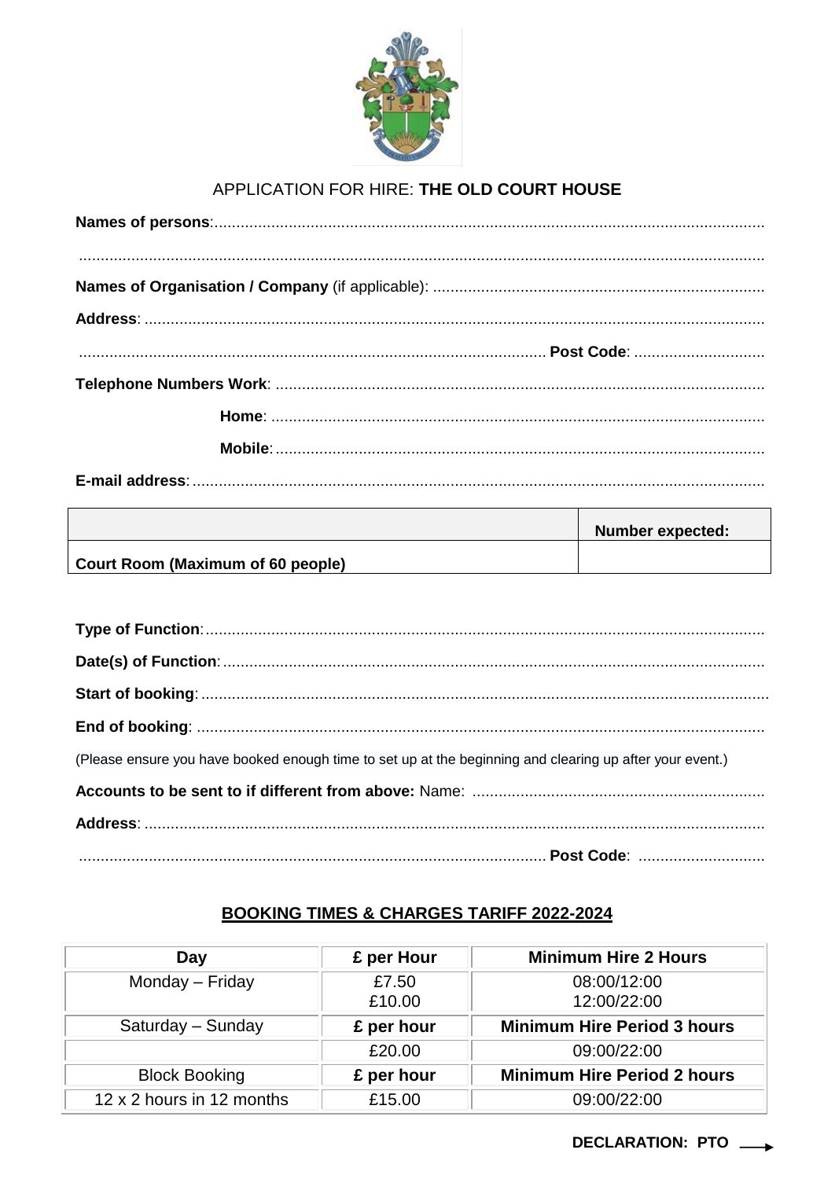APPLICATION FOR HIRE: **THE OLD COURT HOUSE**

**Names of persons**:..............................................................................................................................

.....................................................................................................................................................

**Names of Organisation / Company** (if applicable): ...........................................................................

**Address**: ..............................................................................................................................................

........................................................................................................... **Post Code**: ............................

**Telephone Numbers Work**: ................................................................................................................

**Home**: ................................................................................................................

**Mobile**:................................................................................................................

**E-mail address**:....................................................................................................................................

| | **Number expected:** |
|---|---|
| **Court Room (Maximum of 60 people)** | |

**Type of Function**:..................................................................................................................................

**Date(s) of Function**:..............................................................................................................................

**Start of booking**:...................................................................................................................................

**End of booking**: ....................................................................................................................................

(Please ensure you have booked enough time to set up at the beginning and clearing up after your event.)

**Accounts to be sent to if different from above:** Name: ...................................................................

**Address**: ..............................................................................................................................................

........................................................................................................... **Post Code**: ............................

## BOOKING TIMES & CHARGES TARIFF 2022-2024

| Day | £ per Hour | Minimum Hire 2 Hours |
|---|---|---|
| Monday – Friday | £7.50<br>£10.00 | 08:00/12:00<br>12:00/22:00 |
| Saturday – Sunday | **£ per hour** | **Minimum Hire Period 3 hours** |
| | £20.00 | 09:00/22:00 |
| Block Booking | **£ per hour** | **Minimum Hire Period 2 hours** |
| 12 x 2 hours in 12 months | £15.00 | 09:00/22:00 |

**DECLARATION: PTO** →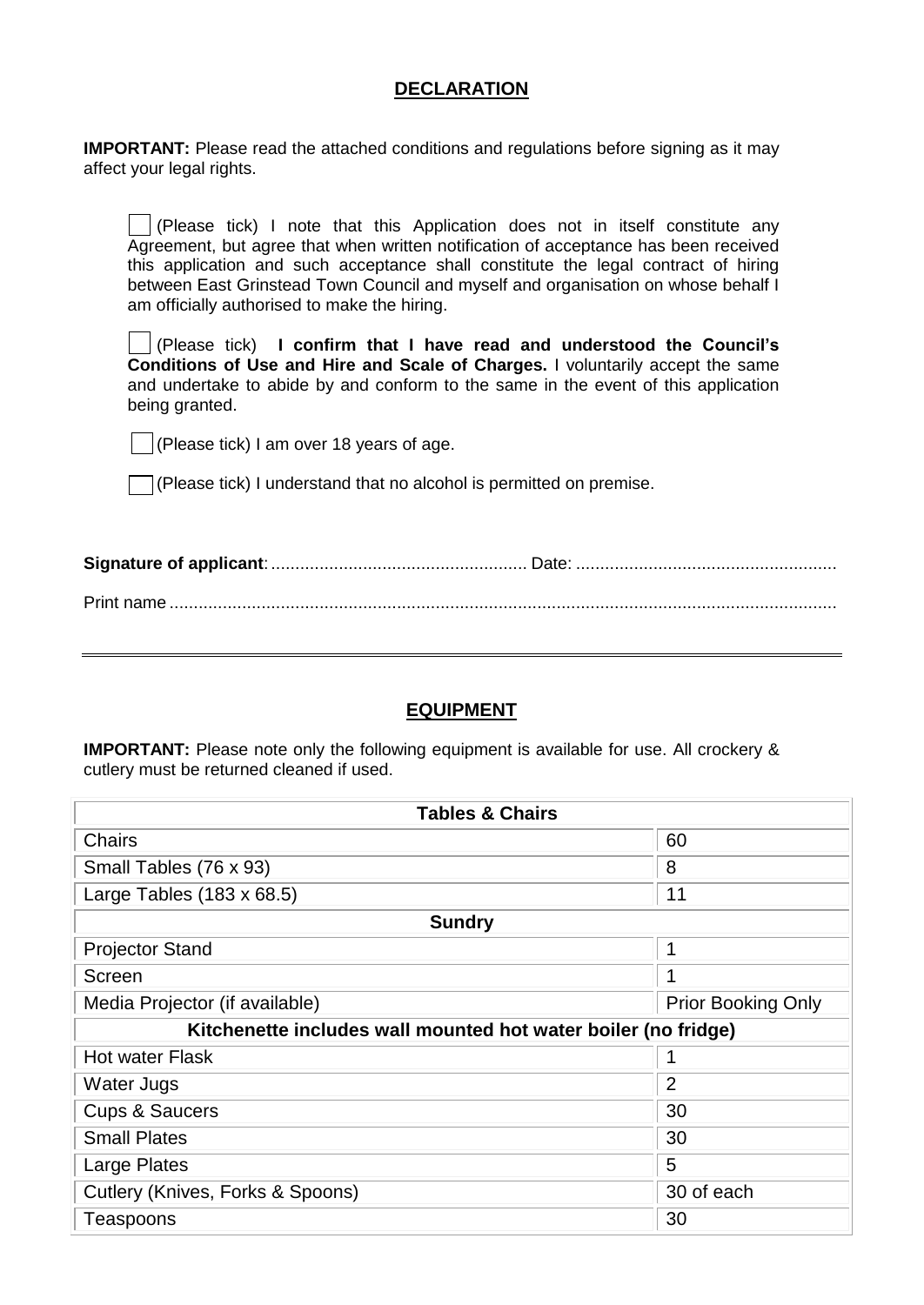## DECLARATION

**IMPORTANT:** Please read the attached conditions and regulations before signing as it may affect your legal rights.

☐ (Please tick) I note that this Application does not in itself constitute any Agreement, but agree that when written notification of acceptance has been received this application and such acceptance shall constitute the legal contract of hiring between East Grinstead Town Council and myself and organisation on whose behalf I am officially authorised to make the hiring.

☐ (Please tick) **I confirm that I have read and understood the Council's Conditions of Use and Hire and Scale of Charges.** I voluntarily accept the same and undertake to abide by and conform to the same in the event of this application being granted.

☐ (Please tick) I am over 18 years of age.

☐ (Please tick) I understand that no alcohol is permitted on premise.

**Signature of applicant**: ..................................................... Date: .....................................................

Print name ..........................................................................................................................................

---

## EQUIPMENT

**IMPORTANT:** Please note only the following equipment is available for use. All crockery & cutlery must be returned cleaned if used.

| | |
|---|---|
| **Tables & Chairs** | |
| Chairs | 60 |
| Small Tables (76 x 93) | 8 |
| Large Tables (183 x 68.5) | 11 |
| **Sundry** | |
| Projector Stand | 1 |
| Screen | 1 |
| Media Projector (if available) | Prior Booking Only |
| **Kitchenette includes wall mounted hot water boiler (no fridge)** | |
| Hot water Flask | 1 |
| Water Jugs | 2 |
| Cups & Saucers | 30 |
| Small Plates | 30 |
| Large Plates | 5 |
| Cutlery (Knives, Forks & Spoons) | 30 of each |
| Teaspoons | 30 |